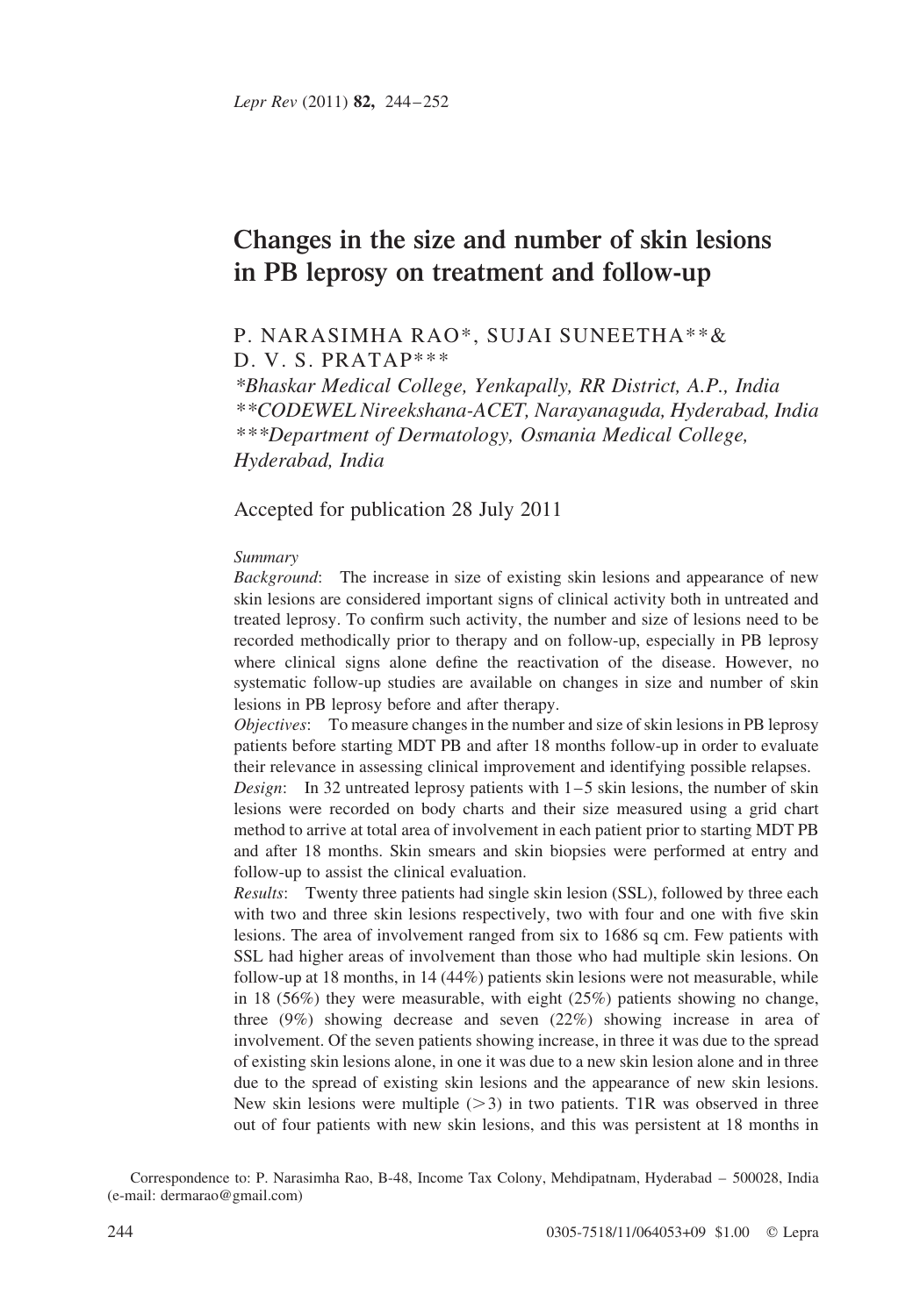# Changes in the size and number of skin lesions in PB leprosy on treatment and follow-up

P. NARASIMHA RAO*, SUJAI SUNEETHA**& D. V. S. PRATAP***

*\*Bhaskar Medical College, Yenkapally, RR District, A.P., India*
*\*\*CODEWEL Nireekshana-ACET, Narayanaguda, Hyderabad, India*
*\*\*\*Department of Dermatology, Osmania Medical College, Hyderabad, India*

Accepted for publication 28 July 2011

*Summary*

*Background*: The increase in size of existing skin lesions and appearance of new skin lesions are considered important signs of clinical activity both in untreated and treated leprosy. To confirm such activity, the number and size of lesions need to be recorded methodically prior to therapy and on follow-up, especially in PB leprosy where clinical signs alone define the reactivation of the disease. However, no systematic follow-up studies are available on changes in size and number of skin lesions in PB leprosy before and after therapy.

*Objectives*: To measure changes in the number and size of skin lesions in PB leprosy patients before starting MDT PB and after 18 months follow-up in order to evaluate their relevance in assessing clinical improvement and identifying possible relapses.

*Design*: In 32 untreated leprosy patients with 1–5 skin lesions, the number of skin lesions were recorded on body charts and their size measured using a grid chart method to arrive at total area of involvement in each patient prior to starting MDT PB and after 18 months. Skin smears and skin biopsies were performed at entry and follow-up to assist the clinical evaluation.

*Results*: Twenty three patients had single skin lesion (SSL), followed by three each with two and three skin lesions respectively, two with four and one with five skin lesions. The area of involvement ranged from six to 1686 sq cm. Few patients with SSL had higher areas of involvement than those who had multiple skin lesions. On follow-up at 18 months, in 14 (44%) patients skin lesions were not measurable, while in 18 (56%) they were measurable, with eight (25%) patients showing no change, three (9%) showing decrease and seven (22%) showing increase in area of involvement. Of the seven patients showing increase, in three it was due to the spread of existing skin lesions alone, in one it was due to a new skin lesion alone and in three due to the spread of existing skin lesions and the appearance of new skin lesions. New skin lesions were multiple (>3) in two patients. T1R was observed in three out of four patients with new skin lesions, and this was persistent at 18 months in

Correspondence to: P. Narasimha Rao, B-48, Income Tax Colony, Mehdipatnam, Hyderabad – 500028, India (e-mail: dermarao@gmail.com)

0305-7518/11/064053+09 $1.00 © Lepra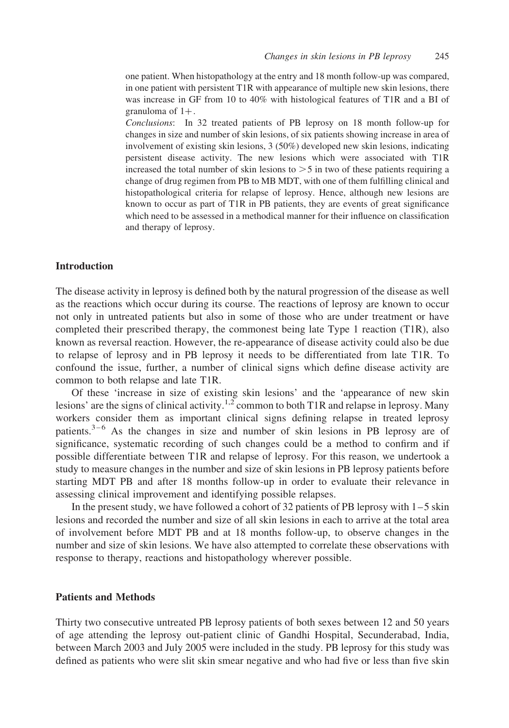one patient. When histopathology at the entry and 18 month follow-up was compared, in one patient with persistent T1R with appearance of multiple new skin lesions, there was increase in GF from 10 to 40% with histological features of T1R and a BI of granuloma of 1+.

*Conclusions*: In 32 treated patients of PB leprosy on 18 month follow-up for changes in size and number of skin lesions, of six patients showing increase in area of involvement of existing skin lesions, 3 (50%) developed new skin lesions, indicating persistent disease activity. The new lesions which were associated with T1R increased the total number of skin lesions to >5 in two of these patients requiring a change of drug regimen from PB to MB MDT, with one of them fulfilling clinical and histopathological criteria for relapse of leprosy. Hence, although new lesions are known to occur as part of T1R in PB patients, they are events of great significance which need to be assessed in a methodical manner for their influence on classification and therapy of leprosy.

## Introduction

The disease activity in leprosy is defined both by the natural progression of the disease as well as the reactions which occur during its course. The reactions of leprosy are known to occur not only in untreated patients but also in some of those who are under treatment or have completed their prescribed therapy, the commonest being late Type 1 reaction (T1R), also known as reversal reaction. However, the re-appearance of disease activity could also be due to relapse of leprosy and in PB leprosy it needs to be differentiated from late T1R. To confound the issue, further, a number of clinical signs which define disease activity are common to both relapse and late T1R.

Of these 'increase in size of existing skin lesions' and the 'appearance of new skin lesions' are the signs of clinical activity.[1,2] common to both T1R and relapse in leprosy. Many workers consider them as important clinical signs defining relapse in treated leprosy patients.[3–6] As the changes in size and number of skin lesions in PB leprosy are of significance, systematic recording of such changes could be a method to confirm and if possible differentiate between T1R and relapse of leprosy. For this reason, we undertook a study to measure changes in the number and size of skin lesions in PB leprosy patients before starting MDT PB and after 18 months follow-up in order to evaluate their relevance in assessing clinical improvement and identifying possible relapses.

In the present study, we have followed a cohort of 32 patients of PB leprosy with 1–5 skin lesions and recorded the number and size of all skin lesions in each to arrive at the total area of involvement before MDT PB and at 18 months follow-up, to observe changes in the number and size of skin lesions. We have also attempted to correlate these observations with response to therapy, reactions and histopathology wherever possible.

## Patients and Methods

Thirty two consecutive untreated PB leprosy patients of both sexes between 12 and 50 years of age attending the leprosy out-patient clinic of Gandhi Hospital, Secunderabad, India, between March 2003 and July 2005 were included in the study. PB leprosy for this study was defined as patients who were slit skin smear negative and who had five or less than five skin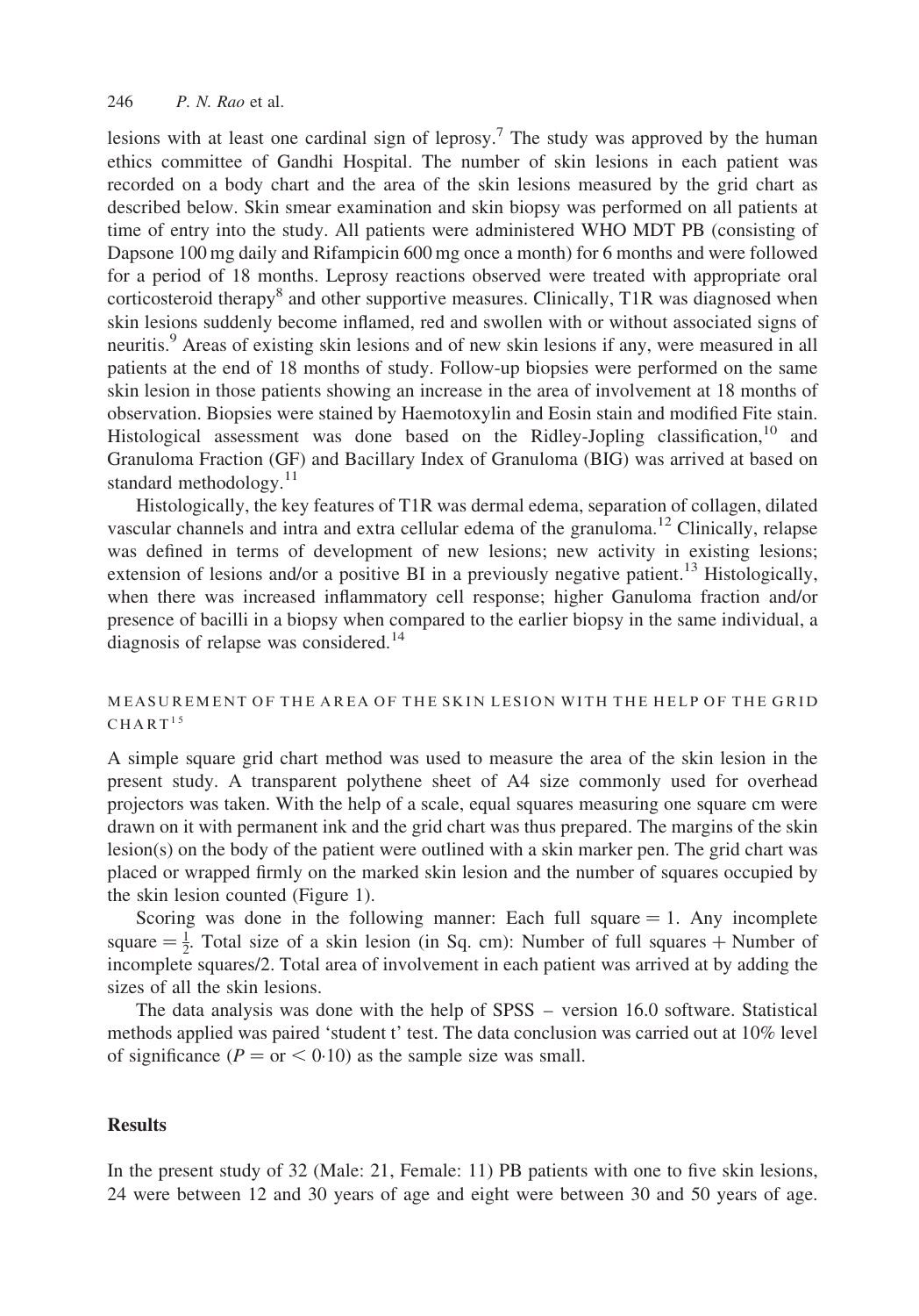lesions with at least one cardinal sign of leprosy.[7] The study was approved by the human ethics committee of Gandhi Hospital. The number of skin lesions in each patient was recorded on a body chart and the area of the skin lesions measured by the grid chart as described below. Skin smear examination and skin biopsy was performed on all patients at time of entry into the study. All patients were administered WHO MDT PB (consisting of Dapsone 100 mg daily and Rifampicin 600 mg once a month) for 6 months and were followed for a period of 18 months. Leprosy reactions observed were treated with appropriate oral corticosteroid therapy[8] and other supportive measures. Clinically, T1R was diagnosed when skin lesions suddenly become inflamed, red and swollen with or without associated signs of neuritis.[9] Areas of existing skin lesions and of new skin lesions if any, were measured in all patients at the end of 18 months of study. Follow-up biopsies were performed on the same skin lesion in those patients showing an increase in the area of involvement at 18 months of observation. Biopsies were stained by Haemotoxylin and Eosin stain and modified Fite stain. Histological assessment was done based on the Ridley-Jopling classification,[10] and Granuloma Fraction (GF) and Bacillary Index of Granuloma (BIG) was arrived at based on standard methodology.[11]

Histologically, the key features of T1R was dermal edema, separation of collagen, dilated vascular channels and intra and extra cellular edema of the granuloma.[12] Clinically, relapse was defined in terms of development of new lesions; new activity in existing lesions; extension of lesions and/or a positive BI in a previously negative patient.[13] Histologically, when there was increased inflammatory cell response; higher Ganuloma fraction and/or presence of bacilli in a biopsy when compared to the earlier biopsy in the same individual, a diagnosis of relapse was considered.[14]

### MEASUREMENT OF THE AREA OF THE SKIN LESION WITH THE HELP OF THE GRID CHART[15]

A simple square grid chart method was used to measure the area of the skin lesion in the present study. A transparent polythene sheet of A4 size commonly used for overhead projectors was taken. With the help of a scale, equal squares measuring one square cm were drawn on it with permanent ink and the grid chart was thus prepared. The margins of the skin lesion(s) on the body of the patient were outlined with a skin marker pen. The grid chart was placed or wrapped firmly on the marked skin lesion and the number of squares occupied by the skin lesion counted (Figure 1).

Scoring was done in the following manner: Each full square = 1. Any incomplete square = $\frac{1}{2}$. Total size of a skin lesion (in Sq. cm): Number of full squares + Number of incomplete squares/2. Total area of involvement in each patient was arrived at by adding the sizes of all the skin lesions.

The data analysis was done with the help of SPSS – version 16.0 software. Statistical methods applied was paired 'student t' test. The data conclusion was carried out at 10% level of significance ($P$ = or $< 0{\cdot}10$) as the sample size was small.

## Results

In the present study of 32 (Male: 21, Female: 11) PB patients with one to five skin lesions, 24 were between 12 and 30 years of age and eight were between 30 and 50 years of age.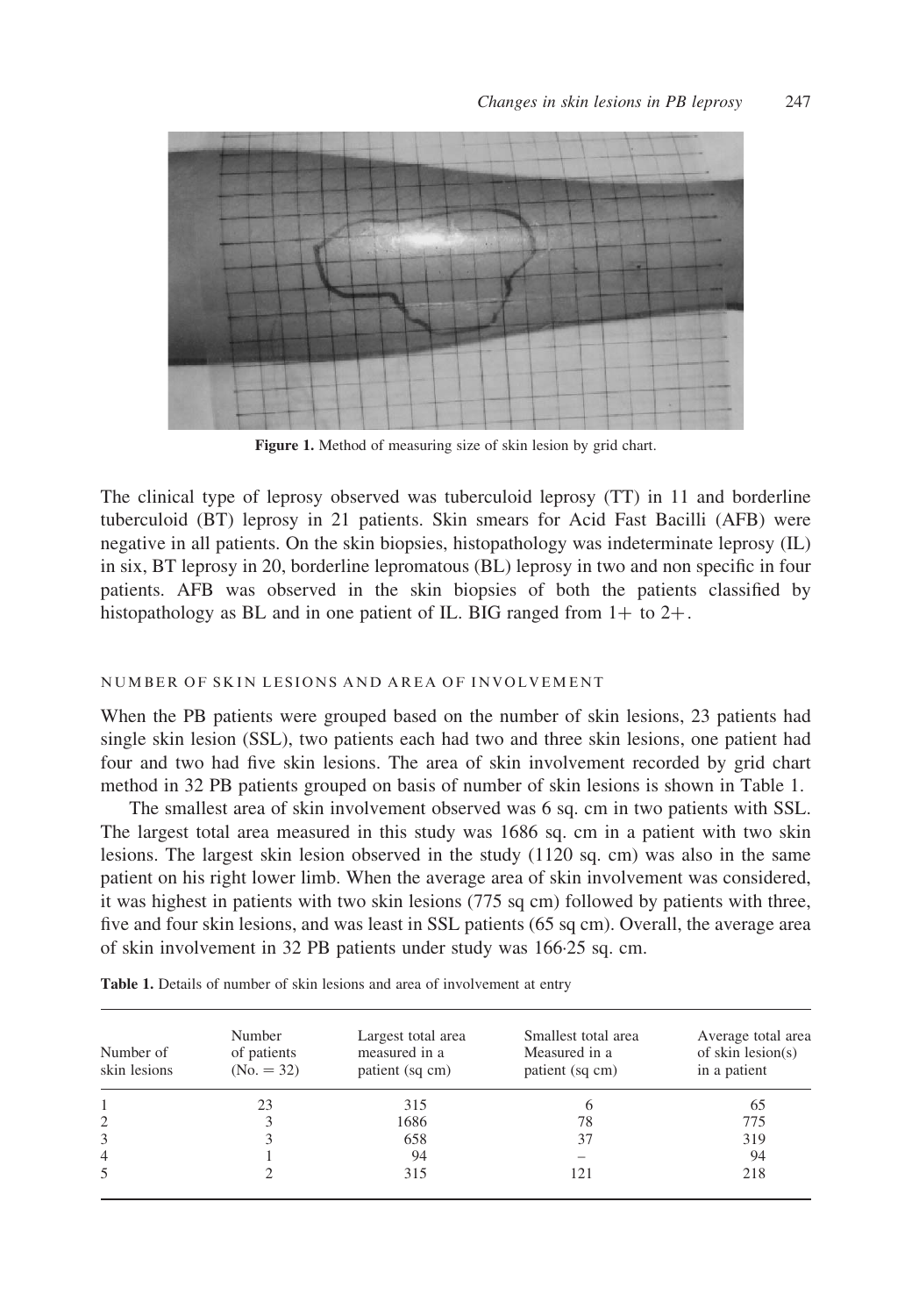Figure 1. Method of measuring size of skin lesion by grid chart.

The clinical type of leprosy observed was tuberculoid leprosy (TT) in 11 and borderline tuberculoid (BT) leprosy in 21 patients. Skin smears for Acid Fast Bacilli (AFB) were negative in all patients. On the skin biopsies, histopathology was indeterminate leprosy (IL) in six, BT leprosy in 20, borderline lepromatous (BL) leprosy in two and non specific in four patients. AFB was observed in the skin biopsies of both the patients classified by histopathology as BL and in one patient of IL. BIG ranged from 1+ to 2+.

### NUMBER OF SKIN LESIONS AND AREA OF INVOLVEMENT

When the PB patients were grouped based on the number of skin lesions, 23 patients had single skin lesion (SSL), two patients each had two and three skin lesions, one patient had four and two had five skin lesions. The area of skin involvement recorded by grid chart method in 32 PB patients grouped on basis of number of skin lesions is shown in Table 1.

The smallest area of skin involvement observed was 6 sq. cm in two patients with SSL. The largest total area measured in this study was 1686 sq. cm in a patient with two skin lesions. The largest skin lesion observed in the study (1120 sq. cm) was also in the same patient on his right lower limb. When the average area of skin involvement was considered, it was highest in patients with two skin lesions (775 sq cm) followed by patients with three, five and four skin lesions, and was least in SSL patients (65 sq cm). Overall, the average area of skin involvement in 32 PB patients under study was 166·25 sq. cm.

**Table 1.** Details of number of skin lesions and area of involvement at entry

| Number of skin lesions | Number of patients (No. = 32) | Largest total area measured in a patient (sq cm) | Smallest total area Measured in a patient (sq cm) | Average total area of skin lesion(s) in a patient |
|---|---|---|---|---|
| 1 | 23 | 315 | 6 | 65 |
| 2 | 3 | 1686 | 78 | 775 |
| 3 | 3 | 658 | 37 | 319 |
| 4 | 1 | 94 | – | 94 |
| 5 | 2 | 315 | 121 | 218 |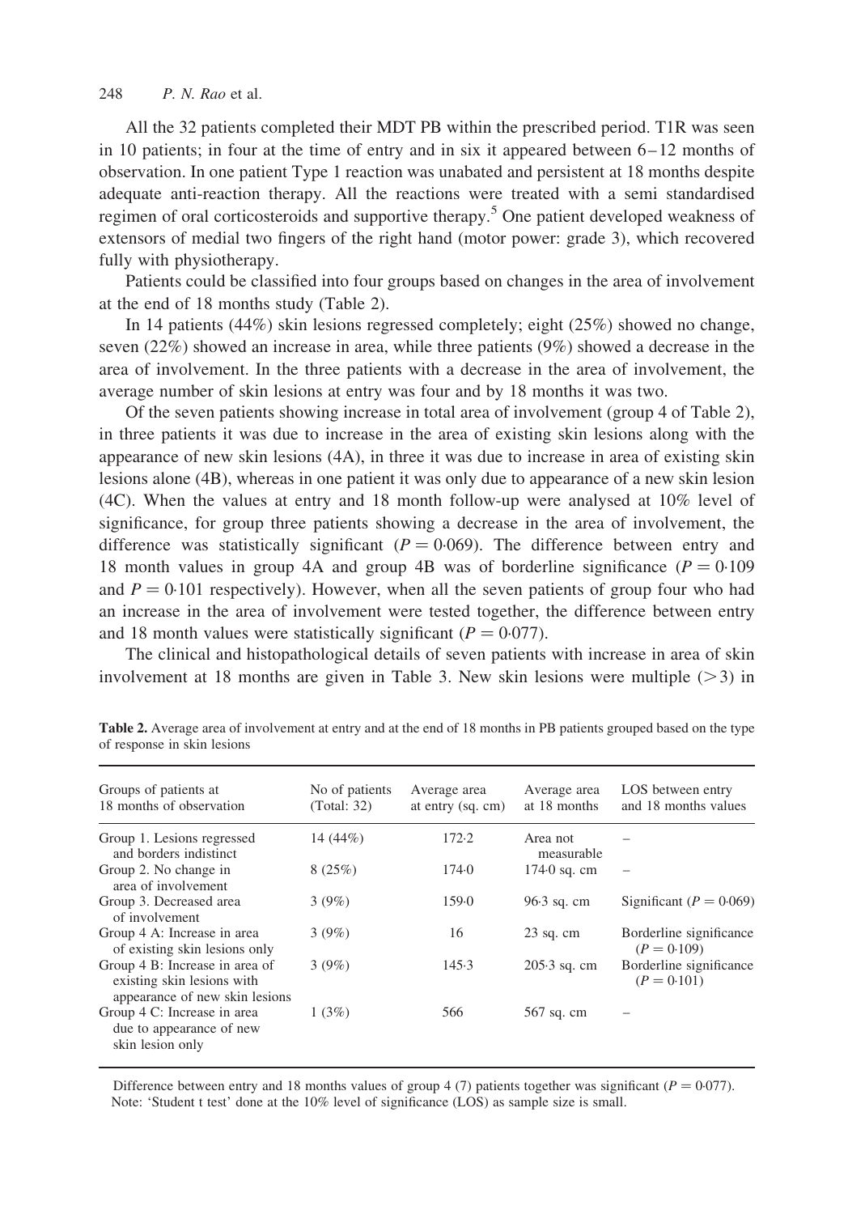All the 32 patients completed their MDT PB within the prescribed period. T1R was seen in 10 patients; in four at the time of entry and in six it appeared between 6–12 months of observation. In one patient Type 1 reaction was unabated and persistent at 18 months despite adequate anti-reaction therapy. All the reactions were treated with a semi standardised regimen of oral corticosteroids and supportive therapy.[5] One patient developed weakness of extensors of medial two fingers of the right hand (motor power: grade 3), which recovered fully with physiotherapy.

Patients could be classified into four groups based on changes in the area of involvement at the end of 18 months study (Table 2).

In 14 patients (44%) skin lesions regressed completely; eight (25%) showed no change, seven (22%) showed an increase in area, while three patients (9%) showed a decrease in the area of involvement. In the three patients with a decrease in the area of involvement, the average number of skin lesions at entry was four and by 18 months it was two.

Of the seven patients showing increase in total area of involvement (group 4 of Table 2), in three patients it was due to increase in the area of existing skin lesions along with the appearance of new skin lesions (4A), in three it was due to increase in area of existing skin lesions alone (4B), whereas in one patient it was only due to appearance of a new skin lesion (4C). When the values at entry and 18 month follow-up were analysed at 10% level of significance, for group three patients showing a decrease in the area of involvement, the difference was statistically significant ($P = 0{\cdot}069$). The difference between entry and 18 month values in group 4A and group 4B was of borderline significance ($P = 0{\cdot}109$ and $P = 0{\cdot}101$ respectively). However, when all the seven patients of group four who had an increase in the area of involvement were tested together, the difference between entry and 18 month values were statistically significant ($P = 0{\cdot}077$).

The clinical and histopathological details of seven patients with increase in area of skin involvement at 18 months are given in Table 3. New skin lesions were multiple (>3) in

**Table 2.** Average area of involvement at entry and at the end of 18 months in PB patients grouped based on the type of response in skin lesions

| Groups of patients at 18 months of observation | No of patients (Total: 32) | Average area at entry (sq. cm) | Average area at 18 months | LOS between entry and 18 months values |
|---|---|---|---|---|
| Group 1. Lesions regressed and borders indistinct | 14 (44%) | 172·2 | Area not measurable | – |
| Group 2. No change in area of involvement | 8 (25%) | 174·0 | 174·0 sq. cm | – |
| Group 3. Decreased area of involvement | 3 (9%) | 159·0 | 96·3 sq. cm | Significant ($P = 0{\cdot}069$) |
| Group 4 A: Increase in area of existing skin lesions only | 3 (9%) | 16 | 23 sq. cm | Borderline significance ($P = 0{\cdot}109$) |
| Group 4 B: Increase in area of existing skin lesions with appearance of new skin lesions | 3 (9%) | 145·3 | 205·3 sq. cm | Borderline significance ($P = 0{\cdot}101$) |
| Group 4 C: Increase in area due to appearance of new skin lesion only | 1 (3%) | 566 | 567 sq. cm | – |

Difference between entry and 18 months values of group 4 (7) patients together was significant ($P = 0{\cdot}077$).
Note: 'Student t test' done at the 10% level of significance (LOS) as sample size is small.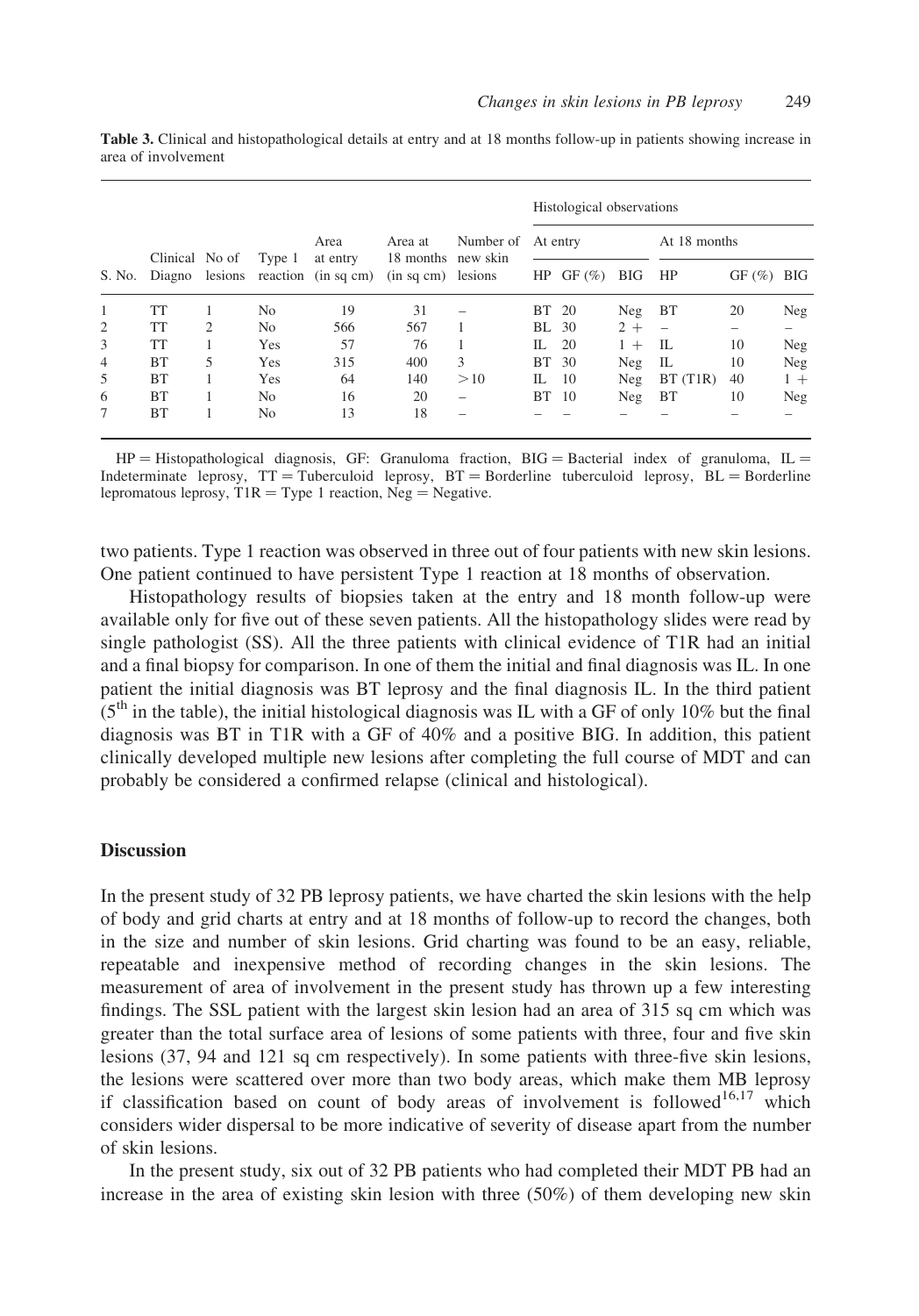**Table 3.** Clinical and histopathological details at entry and at 18 months follow-up in patients showing increase in area of involvement

| | | | | | | | Histological observations | | | | | |
|---|---|---|---|---|---|---|---|---|---|---|---|---|
| | | | | | | | At entry | | | At 18 months | | |
| S. No. | Clinical Diagno | No of lesions | Type 1 reaction | Area at entry (in sq cm) | Area at 18 months (in sq cm) | Number of new skin lesions | HP | GF (%) | BIG | HP | GF (%) | BIG |
| 1 | TT | 1 | No | 19 | 31 | – | BT | 20 | Neg | BT | 20 | Neg |
| 2 | TT | 2 | No | 566 | 567 | 1 | BL | 30 | 2 + | – | – | – |
| 3 | TT | 1 | Yes | 57 | 76 | 1 | IL | 20 | 1 + | IL | 10 | Neg |
| 4 | BT | 5 | Yes | 315 | 400 | 3 | BT | 30 | Neg | IL | 10 | Neg |
| 5 | BT | 1 | Yes | 64 | 140 | > 10 | IL | 10 | Neg | BT (T1R) | 40 | 1 + |
| 6 | BT | 1 | No | 16 | 20 | – | BT | 10 | Neg | BT | 10 | Neg |
| 7 | BT | 1 | No | 13 | 18 | – | – | – | – | – | – | – |

HP = Histopathological diagnosis, GF: Granuloma fraction, BIG = Bacterial index of granuloma, IL = Indeterminate leprosy, TT = Tuberculoid leprosy, BT = Borderline tuberculoid leprosy, BL = Borderline lepromatous leprosy, T1R = Type 1 reaction, Neg = Negative.

two patients. Type 1 reaction was observed in three out of four patients with new skin lesions. One patient continued to have persistent Type 1 reaction at 18 months of observation.

Histopathology results of biopsies taken at the entry and 18 month follow-up were available only for five out of these seven patients. All the histopathology slides were read by single pathologist (SS). All the three patients with clinical evidence of T1R had an initial and a final biopsy for comparison. In one of them the initial and final diagnosis was IL. In one patient the initial diagnosis was BT leprosy and the final diagnosis IL. In the third patient (5th in the table), the initial histological diagnosis was IL with a GF of only 10% but the final diagnosis was BT in T1R with a GF of 40% and a positive BIG. In addition, this patient clinically developed multiple new lesions after completing the full course of MDT and can probably be considered a confirmed relapse (clinical and histological).

## Discussion

In the present study of 32 PB leprosy patients, we have charted the skin lesions with the help of body and grid charts at entry and at 18 months of follow-up to record the changes, both in the size and number of skin lesions. Grid charting was found to be an easy, reliable, repeatable and inexpensive method of recording changes in the skin lesions. The measurement of area of involvement in the present study has thrown up a few interesting findings. The SSL patient with the largest skin lesion had an area of 315 sq cm which was greater than the total surface area of lesions of some patients with three, four and five skin lesions (37, 94 and 121 sq cm respectively). In some patients with three-five skin lesions, the lesions were scattered over more than two body areas, which make them MB leprosy if classification based on count of body areas of involvement is followed[16,17] which considers wider dispersal to be more indicative of severity of disease apart from the number of skin lesions.

In the present study, six out of 32 PB patients who had completed their MDT PB had an increase in the area of existing skin lesion with three (50%) of them developing new skin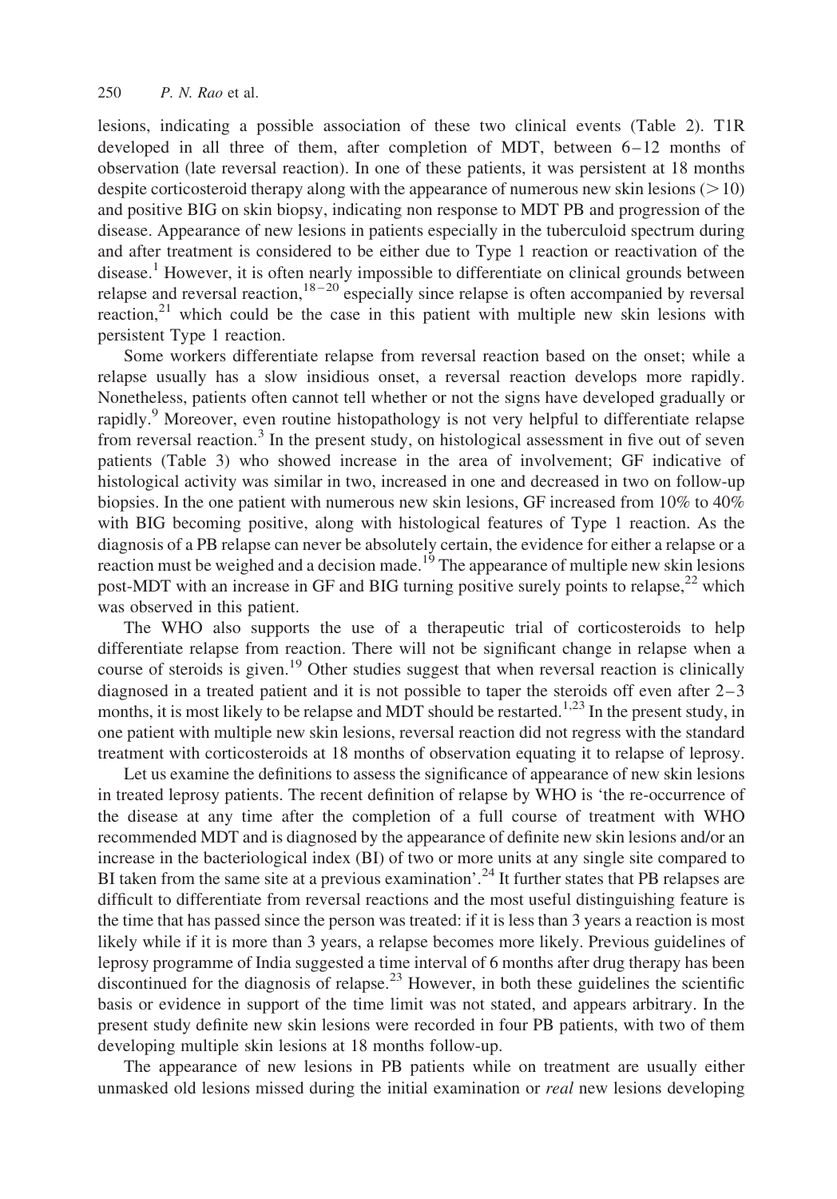lesions, indicating a possible association of these two clinical events (Table 2). T1R developed in all three of them, after completion of MDT, between 6–12 months of observation (late reversal reaction). In one of these patients, it was persistent at 18 months despite corticosteroid therapy along with the appearance of numerous new skin lesions (>10) and positive BIG on skin biopsy, indicating non response to MDT PB and progression of the disease. Appearance of new lesions in patients especially in the tuberculoid spectrum during and after treatment is considered to be either due to Type 1 reaction or reactivation of the disease.[1] However, it is often nearly impossible to differentiate on clinical grounds between relapse and reversal reaction,[18–20] especially since relapse is often accompanied by reversal reaction,[21] which could be the case in this patient with multiple new skin lesions with persistent Type 1 reaction.

Some workers differentiate relapse from reversal reaction based on the onset; while a relapse usually has a slow insidious onset, a reversal reaction develops more rapidly. Nonetheless, patients often cannot tell whether or not the signs have developed gradually or rapidly.[9] Moreover, even routine histopathology is not very helpful to differentiate relapse from reversal reaction.[3] In the present study, on histological assessment in five out of seven patients (Table 3) who showed increase in the area of involvement; GF indicative of histological activity was similar in two, increased in one and decreased in two on follow-up biopsies. In the one patient with numerous new skin lesions, GF increased from 10% to 40% with BIG becoming positive, along with histological features of Type 1 reaction. As the diagnosis of a PB relapse can never be absolutely certain, the evidence for either a relapse or a reaction must be weighed and a decision made.[19] The appearance of multiple new skin lesions post-MDT with an increase in GF and BIG turning positive surely points to relapse,[22] which was observed in this patient.

The WHO also supports the use of a therapeutic trial of corticosteroids to help differentiate relapse from reaction. There will not be significant change in relapse when a course of steroids is given.[19] Other studies suggest that when reversal reaction is clinically diagnosed in a treated patient and it is not possible to taper the steroids off even after 2–3 months, it is most likely to be relapse and MDT should be restarted.[1,23] In the present study, in one patient with multiple new skin lesions, reversal reaction did not regress with the standard treatment with corticosteroids at 18 months of observation equating it to relapse of leprosy.

Let us examine the definitions to assess the significance of appearance of new skin lesions in treated leprosy patients. The recent definition of relapse by WHO is 'the re-occurrence of the disease at any time after the completion of a full course of treatment with WHO recommended MDT and is diagnosed by the appearance of definite new skin lesions and/or an increase in the bacteriological index (BI) of two or more units at any single site compared to BI taken from the same site at a previous examination'.[24] It further states that PB relapses are difficult to differentiate from reversal reactions and the most useful distinguishing feature is the time that has passed since the person was treated: if it is less than 3 years a reaction is most likely while if it is more than 3 years, a relapse becomes more likely. Previous guidelines of leprosy programme of India suggested a time interval of 6 months after drug therapy has been discontinued for the diagnosis of relapse.[23] However, in both these guidelines the scientific basis or evidence in support of the time limit was not stated, and appears arbitrary. In the present study definite new skin lesions were recorded in four PB patients, with two of them developing multiple skin lesions at 18 months follow-up.

The appearance of new lesions in PB patients while on treatment are usually either unmasked old lesions missed during the initial examination or *real* new lesions developing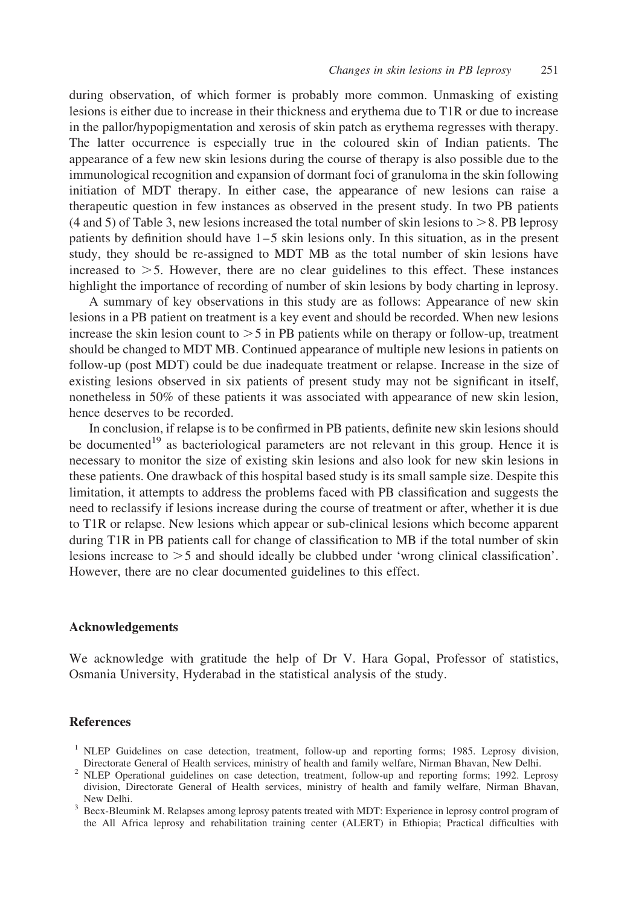during observation, of which former is probably more common. Unmasking of existing lesions is either due to increase in their thickness and erythema due to T1R or due to increase in the pallor/hypopigmentation and xerosis of skin patch as erythema regresses with therapy. The latter occurrence is especially true in the coloured skin of Indian patients. The appearance of a few new skin lesions during the course of therapy is also possible due to the immunological recognition and expansion of dormant foci of granuloma in the skin following initiation of MDT therapy. In either case, the appearance of new lesions can raise a therapeutic question in few instances as observed in the present study. In two PB patients (4 and 5) of Table 3, new lesions increased the total number of skin lesions to $>8$. PB leprosy patients by definition should have 1–5 skin lesions only. In this situation, as in the present study, they should be re-assigned to MDT MB as the total number of skin lesions have increased to $>5$. However, there are no clear guidelines to this effect. These instances highlight the importance of recording of number of skin lesions by body charting in leprosy.

A summary of key observations in this study are as follows: Appearance of new skin lesions in a PB patient on treatment is a key event and should be recorded. When new lesions increase the skin lesion count to $>5$ in PB patients while on therapy or follow-up, treatment should be changed to MDT MB. Continued appearance of multiple new lesions in patients on follow-up (post MDT) could be due inadequate treatment or relapse. Increase in the size of existing lesions observed in six patients of present study may not be significant in itself, nonetheless in 50% of these patients it was associated with appearance of new skin lesion, hence deserves to be recorded.

In conclusion, if relapse is to be confirmed in PB patients, definite new skin lesions should be documented[19] as bacteriological parameters are not relevant in this group. Hence it is necessary to monitor the size of existing skin lesions and also look for new skin lesions in these patients. One drawback of this hospital based study is its small sample size. Despite this limitation, it attempts to address the problems faced with PB classification and suggests the need to reclassify if lesions increase during the course of treatment or after, whether it is due to T1R or relapse. New lesions which appear or sub-clinical lesions which become apparent during T1R in PB patients call for change of classification to MB if the total number of skin lesions increase to $>5$ and should ideally be clubbed under 'wrong clinical classification'. However, there are no clear documented guidelines to this effect.

## Acknowledgements

We acknowledge with gratitude the help of Dr V. Hara Gopal, Professor of statistics, Osmania University, Hyderabad in the statistical analysis of the study.

## References

[1] NLEP Guidelines on case detection, treatment, follow-up and reporting forms; 1985. Leprosy division, Directorate General of Health services, ministry of health and family welfare, Nirman Bhavan, New Delhi.

[2] NLEP Operational guidelines on case detection, treatment, follow-up and reporting forms; 1992. Leprosy division, Directorate General of Health services, ministry of health and family welfare, Nirman Bhavan, New Delhi.

[3] Becx-Bleumink M. Relapses among leprosy patents treated with MDT: Experience in leprosy control program of the All Africa leprosy and rehabilitation training center (ALERT) in Ethiopia; Practical difficulties with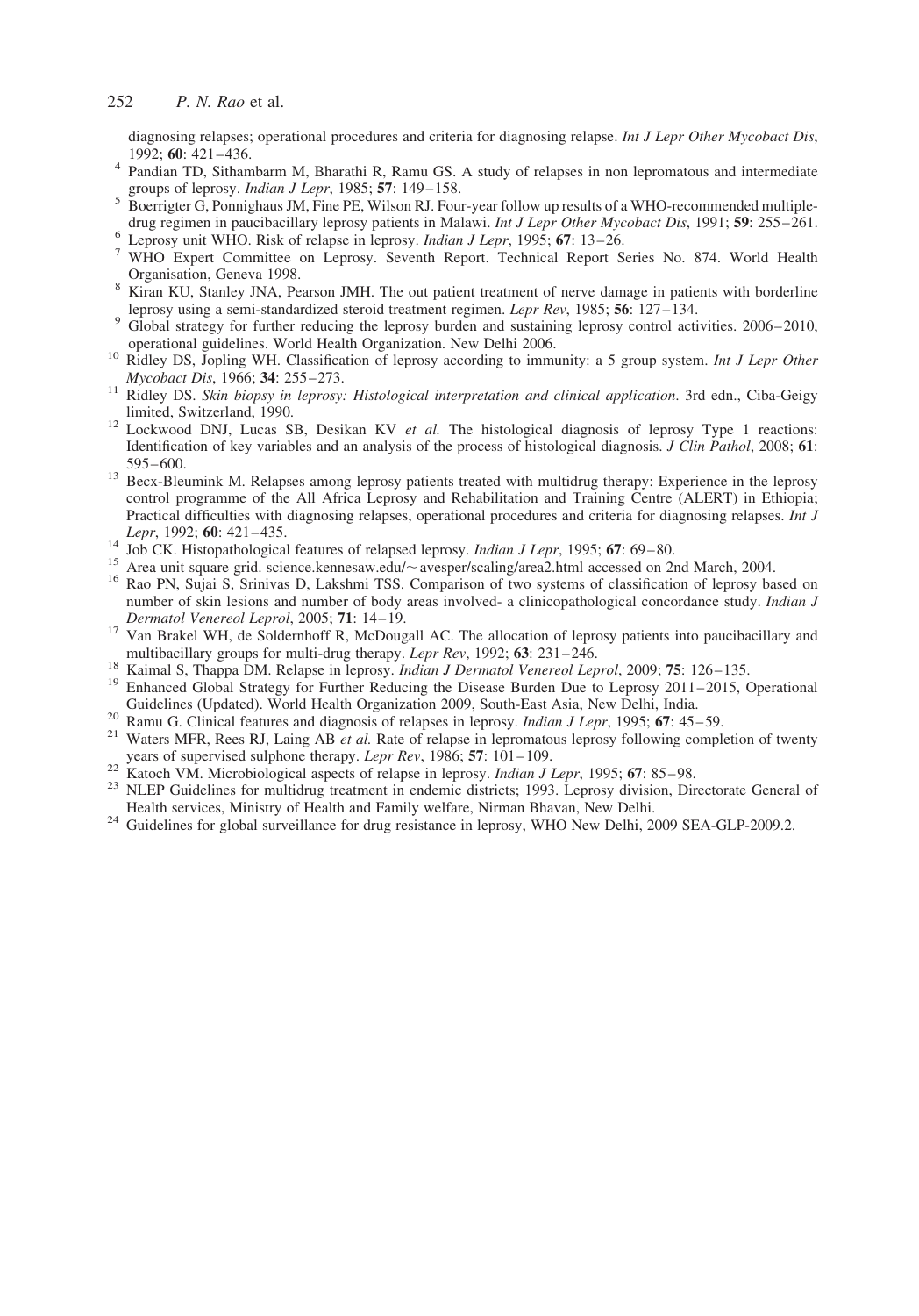diagnosing relapses; operational procedures and criteria for diagnosing relapse. *Int J Lepr Other Mycobact Dis*, 1992; **60**: 421–436.

4. Pandian TD, Sithambarm M, Bharathi R, Ramu GS. A study of relapses in non lepromatous and intermediate groups of leprosy. *Indian J Lepr*, 1985; **57**: 149–158.
5. Boerrigter G, Ponnighaus JM, Fine PE, Wilson RJ. Four-year follow up results of a WHO-recommended multiple-drug regimen in paucibacillary leprosy patients in Malawi. *Int J Lepr Other Mycobact Dis*, 1991; **59**: 255–261.
6. Leprosy unit WHO. Risk of relapse in leprosy. *Indian J Lepr*, 1995; **67**: 13–26.
7. WHO Expert Committee on Leprosy. Seventh Report. Technical Report Series No. 874. World Health Organisation, Geneva 1998.
8. Kiran KU, Stanley JNA, Pearson JMH. The out patient treatment of nerve damage in patients with borderline leprosy using a semi-standardized steroid treatment regimen. *Lepr Rev*, 1985; **56**: 127–134.
9. Global strategy for further reducing the leprosy burden and sustaining leprosy control activities. 2006–2010, operational guidelines. World Health Organization. New Delhi 2006.
10. Ridley DS, Jopling WH. Classification of leprosy according to immunity: a 5 group system. *Int J Lepr Other Mycobact Dis*, 1966; **34**: 255–273.
11. Ridley DS. *Skin biopsy in leprosy: Histological interpretation and clinical application*. 3rd edn., Ciba-Geigy limited, Switzerland, 1990.
12. Lockwood DNJ, Lucas SB, Desikan KV *et al.* The histological diagnosis of leprosy Type 1 reactions: Identification of key variables and an analysis of the process of histological diagnosis. *J Clin Pathol*, 2008; **61**: 595–600.
13. Becx-Bleumink M. Relapses among leprosy patients treated with multidrug therapy: Experience in the leprosy control programme of the All Africa Leprosy and Rehabilitation and Training Centre (ALERT) in Ethiopia; Practical difficulties with diagnosing relapses, operational procedures and criteria for diagnosing relapses. *Int J Lepr*, 1992; **60**: 421–435.
14. Job CK. Histopathological features of relapsed leprosy. *Indian J Lepr*, 1995; **67**: 69–80.
15. Area unit square grid. science.kennesaw.edu/~avesper/scaling/area2.html accessed on 2nd March, 2004.
16. Rao PN, Sujai S, Srinivas D, Lakshmi TSS. Comparison of two systems of classification of leprosy based on number of skin lesions and number of body areas involved- a clinicopathological concordance study. *Indian J Dermatol Venereol Leprol*, 2005; **71**: 14–19.
17. Van Brakel WH, de Soldernhoff R, McDougall AC. The allocation of leprosy patients into paucibacillary and multibacillary groups for multi-drug therapy. *Lepr Rev*, 1992; **63**: 231–246.
18. Kaimal S, Thappa DM. Relapse in leprosy. *Indian J Dermatol Venereol Leprol*, 2009; **75**: 126–135.
19. Enhanced Global Strategy for Further Reducing the Disease Burden Due to Leprosy 2011–2015, Operational Guidelines (Updated). World Health Organization 2009, South-East Asia, New Delhi, India.
20. Ramu G. Clinical features and diagnosis of relapses in leprosy. *Indian J Lepr*, 1995; **67**: 45–59.
21. Waters MFR, Rees RJ, Laing AB *et al.* Rate of relapse in lepromatous leprosy following completion of twenty years of supervised sulphone therapy. *Lepr Rev*, 1986; **57**: 101–109.
22. Katoch VM. Microbiological aspects of relapse in leprosy. *Indian J Lepr*, 1995; **67**: 85–98.
23. NLEP Guidelines for multidrug treatment in endemic districts; 1993. Leprosy division, Directorate General of Health services, Ministry of Health and Family welfare, Nirman Bhavan, New Delhi.
24. Guidelines for global surveillance for drug resistance in leprosy, WHO New Delhi, 2009 SEA-GLP-2009.2.